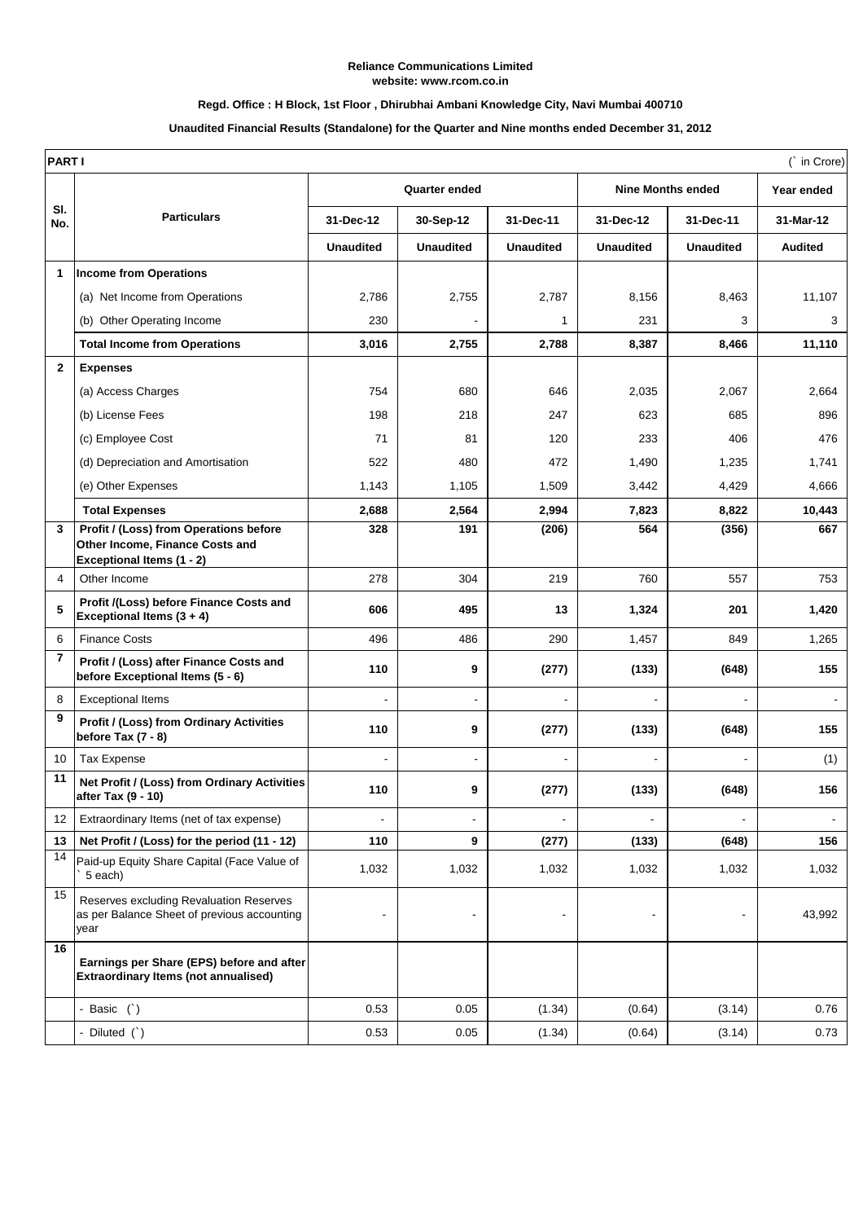**Reliance Communications Limited**
**website: www.rcom.co.in**

**Regd. Office : H Block, 1st Floor , Dhirubhai Ambani Knowledge City, Navi Mumbai 400710**

**Unaudited Financial Results (Standalone) for the Quarter and Nine months ended December 31, 2012**

| **PART I** | | | | | | | (` in Crore) |
|---|---|---|---|---|---|---|---|
| **Sl. No.** | **Particulars** | **Quarter ended** | | | **Nine Months ended** | | **Year ended** |
| | | **31-Dec-12** | **30-Sep-12** | **31-Dec-11** | **31-Dec-12** | **31-Dec-11** | **31-Mar-12** |
| | | **Unaudited** | **Unaudited** | **Unaudited** | **Unaudited** | **Unaudited** | **Audited** |
| **1** | **Income from Operations** | | | | | | |
| | (a) Net Income from Operations | 2,786 | 2,755 | 2,787 | 8,156 | 8,463 | 11,107 |
| | (b) Other Operating Income | 230 | - | 1 | 231 | 3 | 3 |
| | **Total Income from Operations** | **3,016** | **2,755** | **2,788** | **8,387** | **8,466** | **11,110** |
| **2** | **Expenses** | | | | | | |
| | (a) Access Charges | 754 | 680 | 646 | 2,035 | 2,067 | 2,664 |
| | (b) License Fees | 198 | 218 | 247 | 623 | 685 | 896 |
| | (c) Employee Cost | 71 | 81 | 120 | 233 | 406 | 476 |
| | (d) Depreciation and Amortisation | 522 | 480 | 472 | 1,490 | 1,235 | 1,741 |
| | (e) Other Expenses | 1,143 | 1,105 | 1,509 | 3,442 | 4,429 | 4,666 |
| | **Total Expenses** | **2,688** | **2,564** | **2,994** | **7,823** | **8,822** | **10,443** |
| **3** | **Profit / (Loss) from Operations before Other Income, Finance Costs and Exceptional Items (1 - 2)** | **328** | **191** | **(206)** | **564** | **(356)** | **667** |
| 4 | Other Income | 278 | 304 | 219 | 760 | 557 | 753 |
| **5** | **Profit /(Loss) before Finance Costs and Exceptional Items (3 + 4)** | **606** | **495** | **13** | **1,324** | **201** | **1,420** |
| 6 | Finance Costs | 496 | 486 | 290 | 1,457 | 849 | 1,265 |
| **7** | **Profit / (Loss) after Finance Costs and before Exceptional Items (5 - 6)** | **110** | **9** | **(277)** | **(133)** | **(648)** | **155** |
| 8 | Exceptional Items | - | - | - | - | - | - |
| **9** | **Profit / (Loss) from Ordinary Activities before Tax (7 - 8)** | **110** | **9** | **(277)** | **(133)** | **(648)** | **155** |
| 10 | Tax Expense | - | - | - | - | - | (1) |
| **11** | **Net Profit / (Loss) from Ordinary Activities after Tax (9 - 10)** | **110** | **9** | **(277)** | **(133)** | **(648)** | **156** |
| 12 | Extraordinary Items (net of tax expense) | - | - | - | - | - | - |
| **13** | **Net Profit / (Loss) for the period (11 - 12)** | **110** | **9** | **(277)** | **(133)** | **(648)** | **156** |
| 14 | Paid-up Equity Share Capital (Face Value of ` 5 each) | 1,032 | 1,032 | 1,032 | 1,032 | 1,032 | 1,032 |
| 15 | Reserves excluding Revaluation Reserves as per Balance Sheet of previous accounting year | - | - | - | - | - | 43,992 |
| **16** | **Earnings per Share (EPS) before and after Extraordinary Items (not annualised)** | | | | | | |
| | - Basic (`) | 0.53 | 0.05 | (1.34) | (0.64) | (3.14) | 0.76 |
| | - Diluted (`) | 0.53 | 0.05 | (1.34) | (0.64) | (3.14) | 0.73 |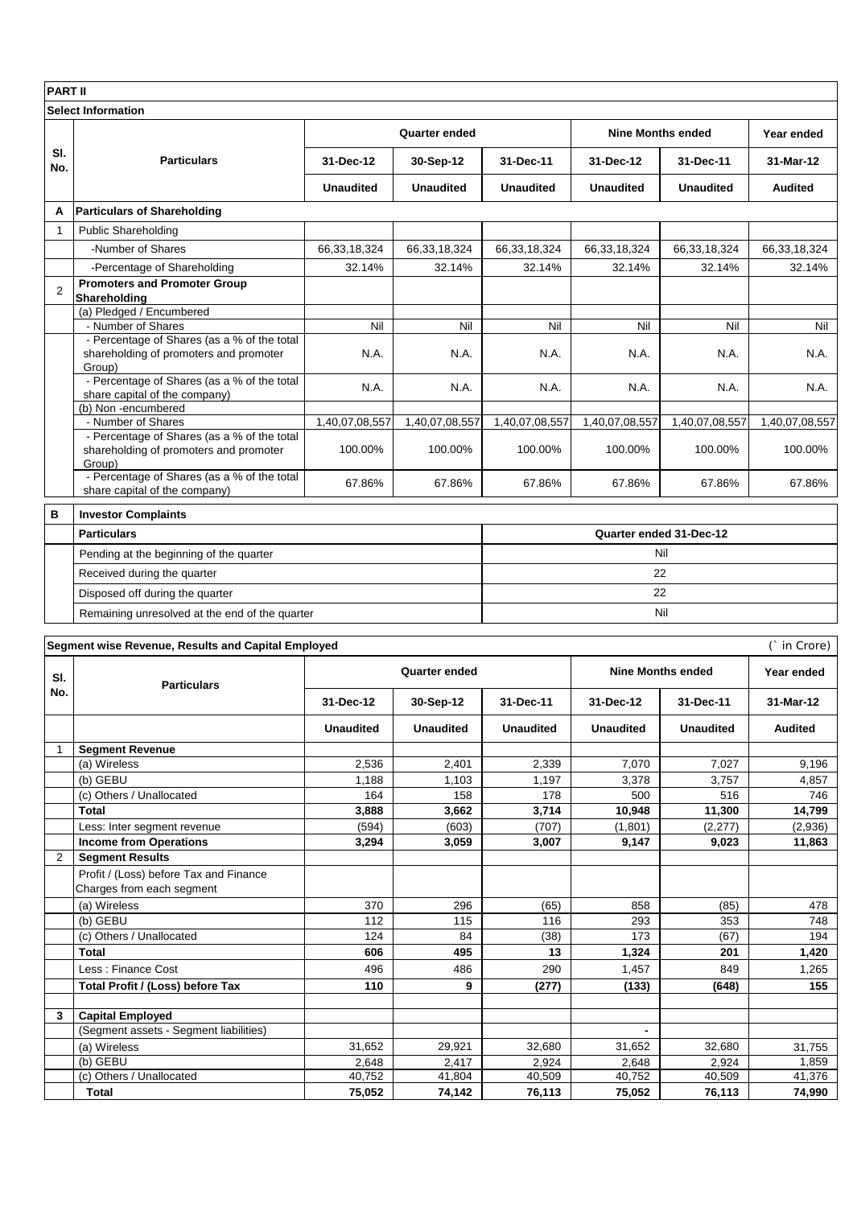**PART II**

**Select Information**

| Sl. No. | Particulars | Quarter ended | | | Nine Months ended | | Year ended |
|---|---|---|---|---|---|---|---|
| | | 31-Dec-12 | 30-Sep-12 | 31-Dec-11 | 31-Dec-12 | 31-Dec-11 | 31-Mar-12 |
| | | Unaudited | Unaudited | Unaudited | Unaudited | Unaudited | Audited |
| **A** | **Particulars of Shareholding** | | | | | | |
| 1 | Public Shareholding | | | | | | |
| | -Number of Shares | 66,33,18,324 | 66,33,18,324 | 66,33,18,324 | 66,33,18,324 | 66,33,18,324 | 66,33,18,324 |
| | -Percentage of Shareholding | 32.14% | 32.14% | 32.14% | 32.14% | 32.14% | 32.14% |
| 2 | **Promoters and Promoter Group Shareholding** | | | | | | |
| | (a) Pledged / Encumbered | | | | | | |
| | - Number of Shares | Nil | Nil | Nil | Nil | Nil | Nil |
| | - Percentage of Shares (as a % of the total shareholding of promoters and promoter Group) | N.A. | N.A. | N.A. | N.A. | N.A. | N.A. |
| | - Percentage of Shares (as a % of the total share capital of the company) | N.A. | N.A. | N.A. | N.A. | N.A. | N.A. |
| | (b) Non -encumbered | | | | | | |
| | - Number of Shares | 1,40,07,08,557 | 1,40,07,08,557 | 1,40,07,08,557 | 1,40,07,08,557 | 1,40,07,08,557 | 1,40,07,08,557 |
| | - Percentage of Shares (as a % of the total shareholding of promoters and promoter Group) | 100.00% | 100.00% | 100.00% | 100.00% | 100.00% | 100.00% |
| | - Percentage of Shares (as a % of the total share capital of the company) | 67.86% | 67.86% | 67.86% | 67.86% | 67.86% | 67.86% |

| **B** | **Investor Complaints** | |
|---|---|---|
| | **Particulars** | **Quarter ended 31-Dec-12** |
| | Pending at the beginning of the quarter | Nil |
| | Received during the quarter | 22 |
| | Disposed off during the quarter | 22 |
| | Remaining unresolved at the end of the quarter | Nil |

**Segment wise Revenue, Results and Capital Employed** (` in Crore)

| Sl. No. | Particulars | Quarter ended | | | Nine Months ended | | Year ended |
|---|---|---|---|---|---|---|---|
| | | 31-Dec-12 | 30-Sep-12 | 31-Dec-11 | 31-Dec-12 | 31-Dec-11 | 31-Mar-12 |
| | | Unaudited | Unaudited | Unaudited | Unaudited | Unaudited | Audited |
| 1 | **Segment Revenue** | | | | | | |
| | (a) Wireless | 2,536 | 2,401 | 2,339 | 7,070 | 7,027 | 9,196 |
| | (b) GEBU | 1,188 | 1,103 | 1,197 | 3,378 | 3,757 | 4,857 |
| | (c) Others / Unallocated | 164 | 158 | 178 | 500 | 516 | 746 |
| | **Total** | **3,888** | **3,662** | **3,714** | **10,948** | **11,300** | **14,799** |
| | Less: Inter segment revenue | (594) | (603) | (707) | (1,801) | (2,277) | (2,936) |
| | **Income from Operations** | **3,294** | **3,059** | **3,007** | **9,147** | **9,023** | **11,863** |
| 2 | **Segment Results** | | | | | | |
| | Profit / (Loss) before Tax and Finance Charges from each segment | | | | | | |
| | (a) Wireless | 370 | 296 | (65) | 858 | (85) | 478 |
| | (b) GEBU | 112 | 115 | 116 | 293 | 353 | 748 |
| | (c) Others / Unallocated | 124 | 84 | (38) | 173 | (67) | 194 |
| | **Total** | **606** | **495** | **13** | **1,324** | **201** | **1,420** |
| | Less : Finance Cost | 496 | 486 | 290 | 1,457 | 849 | 1,265 |
| | **Total Profit / (Loss) before Tax** | **110** | **9** | **(277)** | **(133)** | **(648)** | **155** |
| **3** | **Capital Employed** | | | | | | |
| | (Segment assets - Segment liabilities) | | | | - | | |
| | (a) Wireless | 31,652 | 29,921 | 32,680 | 31,652 | 32,680 | 31,755 |
| | (b) GEBU | 2,648 | 2,417 | 2,924 | 2,648 | 2,924 | 1,859 |
| | (c) Others / Unallocated | 40,752 | 41,804 | 40,509 | 40,752 | 40,509 | 41,376 |
| | **Total** | **75,052** | **74,142** | **76,113** | **75,052** | **76,113** | **74,990** |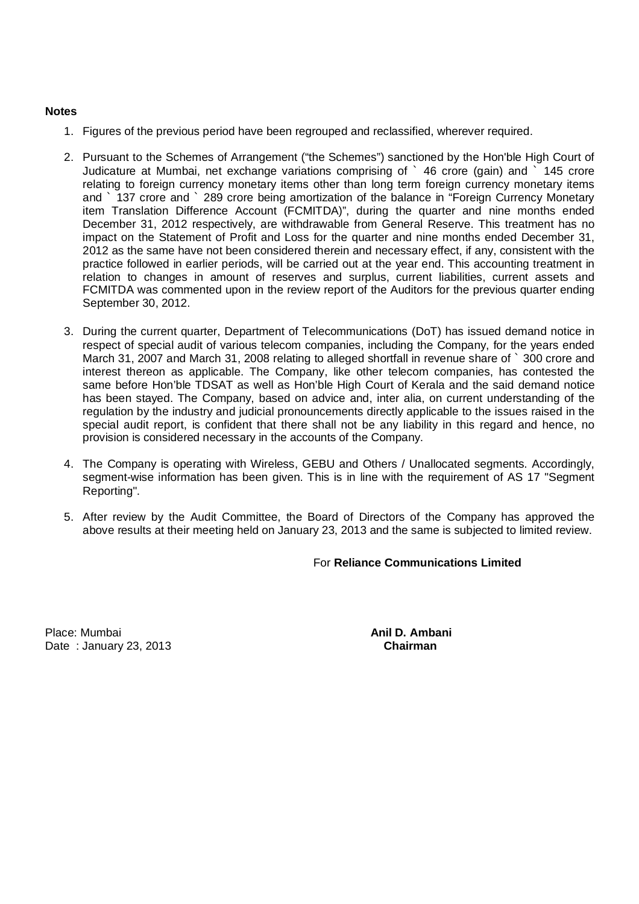**Notes**

1. Figures of the previous period have been regrouped and reclassified, wherever required.

2. Pursuant to the Schemes of Arrangement ("the Schemes") sanctioned by the Hon'ble High Court of Judicature at Mumbai, net exchange variations comprising of ` 46 crore (gain) and ` 145 crore relating to foreign currency monetary items other than long term foreign currency monetary items and ` 137 crore and ` 289 crore being amortization of the balance in "Foreign Currency Monetary item Translation Difference Account (FCMITDA)", during the quarter and nine months ended December 31, 2012 respectively, are withdrawable from General Reserve. This treatment has no impact on the Statement of Profit and Loss for the quarter and nine months ended December 31, 2012 as the same have not been considered therein and necessary effect, if any, consistent with the practice followed in earlier periods, will be carried out at the year end. This accounting treatment in relation to changes in amount of reserves and surplus, current liabilities, current assets and FCMITDA was commented upon in the review report of the Auditors for the previous quarter ending September 30, 2012.

3. During the current quarter, Department of Telecommunications (DoT) has issued demand notice in respect of special audit of various telecom companies, including the Company, for the years ended March 31, 2007 and March 31, 2008 relating to alleged shortfall in revenue share of ` 300 crore and interest thereon as applicable. The Company, like other telecom companies, has contested the same before Hon'ble TDSAT as well as Hon'ble High Court of Kerala and the said demand notice has been stayed. The Company, based on advice and, inter alia, on current understanding of the regulation by the industry and judicial pronouncements directly applicable to the issues raised in the special audit report, is confident that there shall not be any liability in this regard and hence, no provision is considered necessary in the accounts of the Company.

4. The Company is operating with Wireless, GEBU and Others / Unallocated segments. Accordingly, segment-wise information has been given. This is in line with the requirement of AS 17 "Segment Reporting".

5. After review by the Audit Committee, the Board of Directors of the Company has approved the above results at their meeting held on January 23, 2013 and the same is subjected to limited review.

For **Reliance Communications Limited**

Place: Mumbai
Date : January 23, 2013

**Anil D. Ambani**
**Chairman**